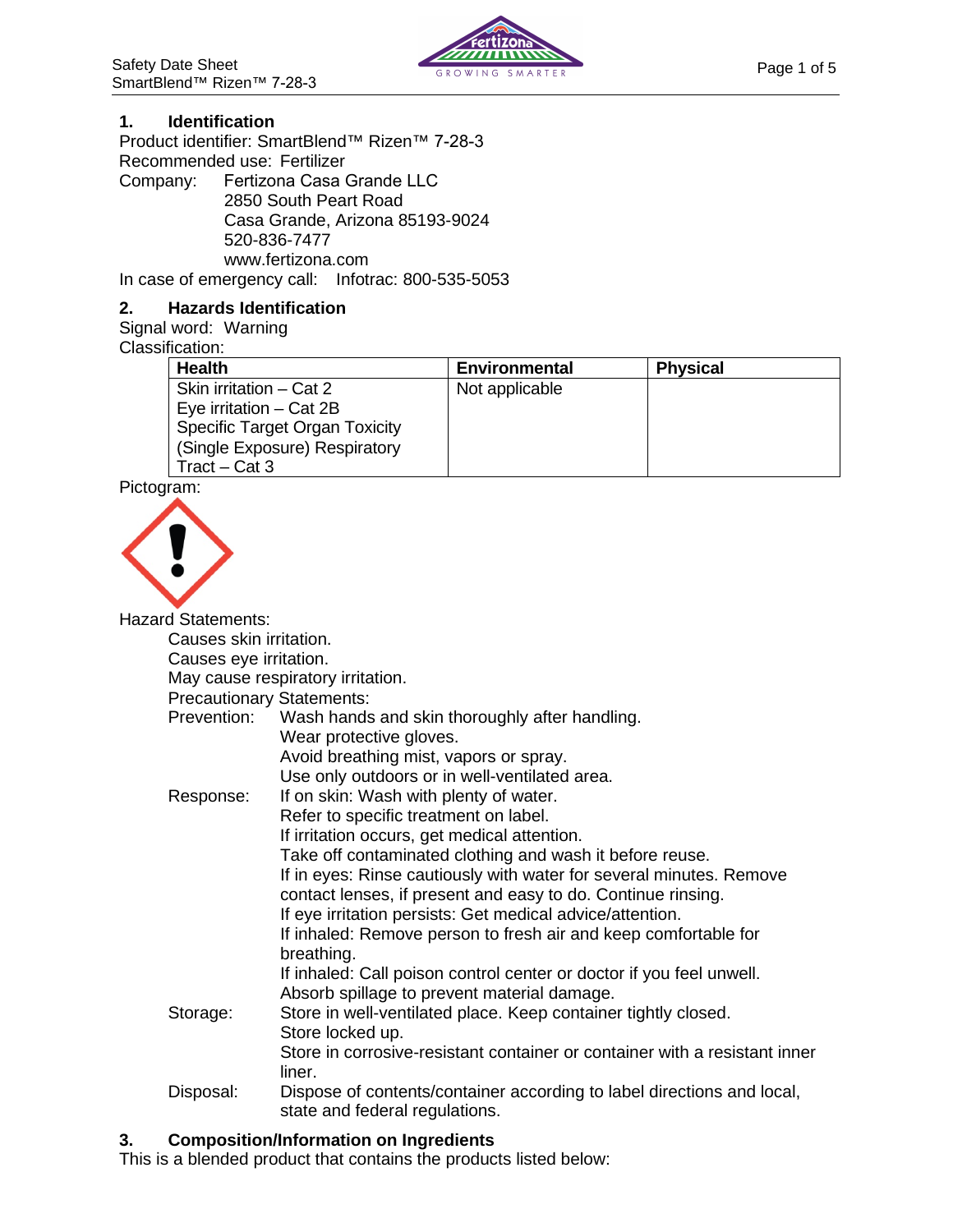## 1. Identification

Product identifier: SmartBlend™ Rizen™ 7-28-3

Recommended use: Fertilizer

Company: Fertizona Casa Grande LLC
2850 South Peart Road
Casa Grande, Arizona 85193-9024
520-836-7477
www.fertizona.com

In case of emergency call: Infotrac: 800-535-5053

## 2. Hazards Identification

Signal word: Warning

Classification:

| Health | Environmental | Physical |
|---|---|---|
| Skin irritation – Cat 2<br>Eye irritation – Cat 2B<br>Specific Target Organ Toxicity (Single Exposure) Respiratory Tract – Cat 3 | Not applicable | |

Pictogram:

Hazard Statements:

Causes skin irritation.
Causes eye irritation.
May cause respiratory irritation.

Precautionary Statements:

Prevention:
- Wash hands and skin thoroughly after handling.
- Wear protective gloves.
- Avoid breathing mist, vapors or spray.
- Use only outdoors or in well-ventilated area.

Response:
- If on skin: Wash with plenty of water.
- Refer to specific treatment on label.
- If irritation occurs, get medical attention.
- Take off contaminated clothing and wash it before reuse.
- If in eyes: Rinse cautiously with water for several minutes. Remove contact lenses, if present and easy to do. Continue rinsing.
- If eye irritation persists: Get medical advice/attention.
- If inhaled: Remove person to fresh air and keep comfortable for breathing.
- If inhaled: Call poison control center or doctor if you feel unwell.
- Absorb spillage to prevent material damage.

Storage:
- Store in well-ventilated place. Keep container tightly closed.
- Store locked up.
- Store in corrosive-resistant container or container with a resistant inner liner.

Disposal:
- Dispose of contents/container according to label directions and local, state and federal regulations.

## 3. Composition/Information on Ingredients

This is a blended product that contains the products listed below: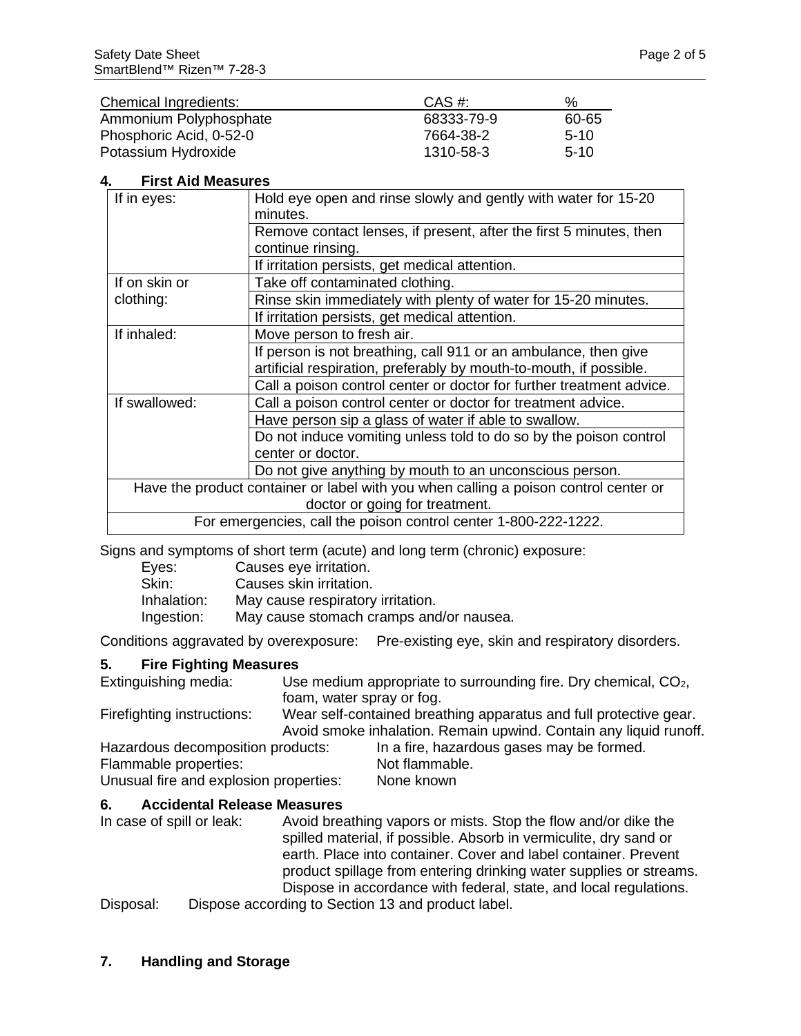| Chemical Ingredients: | CAS #: | % |
|---|---|---|
| Ammonium Polyphosphate | 68333-79-9 | 60-65 |
| Phosphoric Acid, 0-52-0 | 7664-38-2 | 5-10 |
| Potassium Hydroxide | 1310-58-3 | 5-10 |

## 4. First Aid Measures

| | |
|---|---|
| If in eyes: | Hold eye open and rinse slowly and gently with water for 15-20 minutes. |
| | Remove contact lenses, if present, after the first 5 minutes, then continue rinsing. |
| | If irritation persists, get medical attention. |
| If on skin or clothing: | Take off contaminated clothing. |
| | Rinse skin immediately with plenty of water for 15-20 minutes. |
| | If irritation persists, get medical attention. |
| If inhaled: | Move person to fresh air. |
| | If person is not breathing, call 911 or an ambulance, then give artificial respiration, preferably by mouth-to-mouth, if possible. |
| | Call a poison control center or doctor for further treatment advice. |
| If swallowed: | Call a poison control center or doctor for treatment advice. |
| | Have person sip a glass of water if able to swallow. |
| | Do not induce vomiting unless told to do so by the poison control center or doctor. |
| | Do not give anything by mouth to an unconscious person. |
| Have the product container or label with you when calling a poison control center or doctor or going for treatment. | |
| For emergencies, call the poison control center 1-800-222-1222. | |

Signs and symptoms of short term (acute) and long term (chronic) exposure:

- Eyes: Causes eye irritation.
- Skin: Causes skin irritation.
- Inhalation: May cause respiratory irritation.
- Ingestion: May cause stomach cramps and/or nausea.

Conditions aggravated by overexposure: Pre-existing eye, skin and respiratory disorders.

## 5. Fire Fighting Measures

Extinguishing media: Use medium appropriate to surrounding fire. Dry chemical, $CO_2$, foam, water spray or fog.

Firefighting instructions: Wear self-contained breathing apparatus and full protective gear. Avoid smoke inhalation. Remain upwind. Contain any liquid runoff.

Hazardous decomposition products: In a fire, hazardous gases may be formed.

Flammable properties: Not flammable.

Unusual fire and explosion properties: None known

## 6. Accidental Release Measures

In case of spill or leak: Avoid breathing vapors or mists. Stop the flow and/or dike the spilled material, if possible. Absorb in vermiculite, dry sand or earth. Place into container. Cover and label container. Prevent product spillage from entering drinking water supplies or streams. Dispose in accordance with federal, state, and local regulations.

Disposal: Dispose according to Section 13 and product label.

## 7. Handling and Storage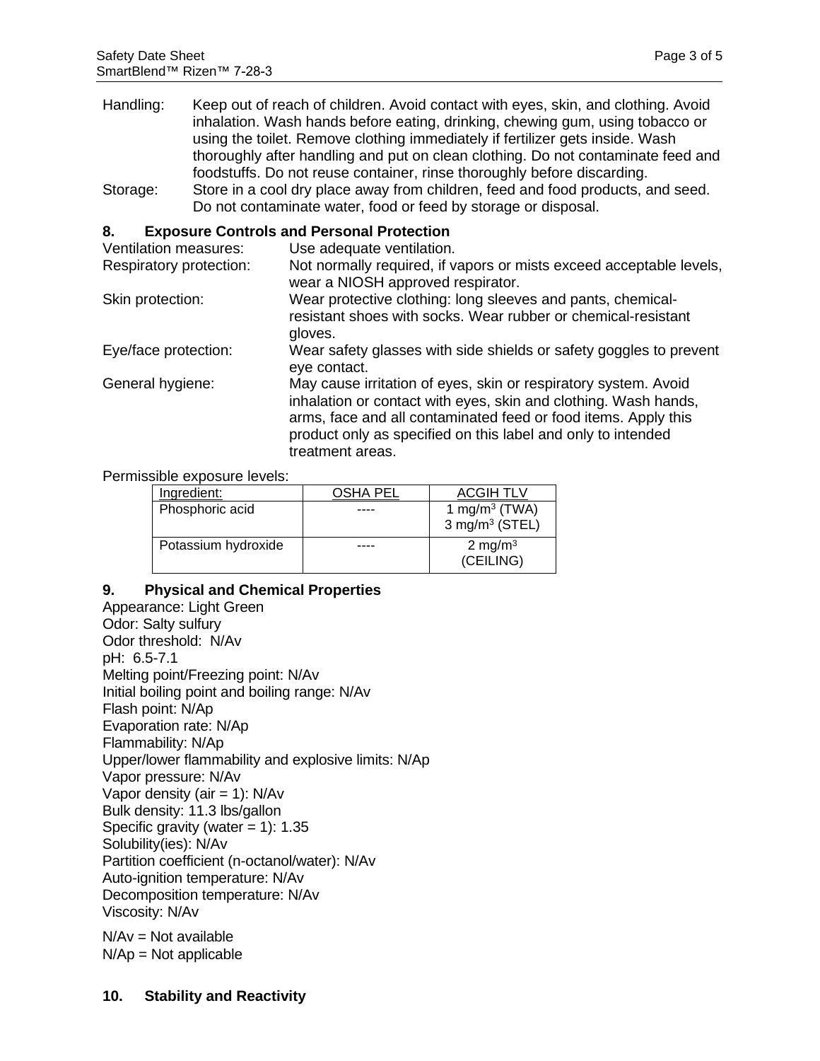Handling: Keep out of reach of children. Avoid contact with eyes, skin, and clothing. Avoid inhalation. Wash hands before eating, drinking, chewing gum, using tobacco or using the toilet. Remove clothing immediately if fertilizer gets inside. Wash thoroughly after handling and put on clean clothing. Do not contaminate feed and foodstuffs. Do not reuse container, rinse thoroughly before discarding.

Storage: Store in a cool dry place away from children, feed and food products, and seed. Do not contaminate water, food or feed by storage or disposal.

## 8. Exposure Controls and Personal Protection

Ventilation measures: Use adequate ventilation.

Respiratory protection: Not normally required, if vapors or mists exceed acceptable levels, wear a NIOSH approved respirator.

Skin protection: Wear protective clothing: long sleeves and pants, chemical-resistant shoes with socks. Wear rubber or chemical-resistant gloves.

Eye/face protection: Wear safety glasses with side shields or safety goggles to prevent eye contact.

General hygiene: May cause irritation of eyes, skin or respiratory system. Avoid inhalation or contact with eyes, skin and clothing. Wash hands, arms, face and all contaminated feed or food items. Apply this product only as specified on this label and only to intended treatment areas.

Permissible exposure levels:

| Ingredient: | OSHA PEL | ACGIH TLV |
|---|---|---|
| Phosphoric acid | ---- | 1 $mg/m^3$ (TWA) 3 $mg/m^3$ (STEL) |
| Potassium hydroxide | ---- | 2 $mg/m^3$ (CEILING) |

## 9. Physical and Chemical Properties

Appearance: Light Green
Odor: Salty sulfury
Odor threshold: N/Av
pH: 6.5-7.1
Melting point/Freezing point: N/Av
Initial boiling point and boiling range: N/Av
Flash point: N/Ap
Evaporation rate: N/Ap
Flammability: N/Ap
Upper/lower flammability and explosive limits: N/Ap
Vapor pressure: N/Av
Vapor density (air = 1): N/Av
Bulk density: 11.3 lbs/gallon
Specific gravity (water = 1): 1.35
Solubility(ies): N/Av
Partition coefficient (n-octanol/water): N/Av
Auto-ignition temperature: N/Av
Decomposition temperature: N/Av
Viscosity: N/Av

N/Av = Not available
N/Ap = Not applicable

## 10. Stability and Reactivity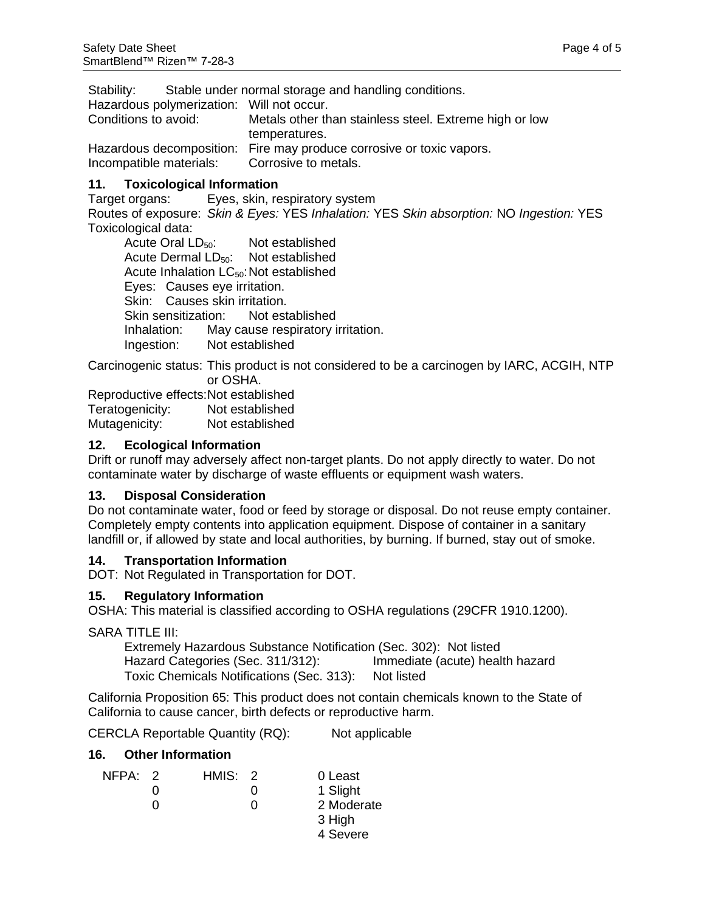Stability: Stable under normal storage and handling conditions.
Hazardous polymerization: Will not occur.
Conditions to avoid: Metals other than stainless steel. Extreme high or low temperatures.
Hazardous decomposition: Fire may produce corrosive or toxic vapors.
Incompatible materials: Corrosive to metals.

## 11. Toxicological Information

Target organs: Eyes, skin, respiratory system
Routes of exposure: *Skin & Eyes:* YES *Inhalation:* YES *Skin absorption:* NO *Ingestion:* YES
Toxicological data:

- Acute Oral $LD_{50}$: Not established
- Acute Dermal $LD_{50}$: Not established
- Acute Inhalation $LC_{50}$: Not established
- Eyes: Causes eye irritation.
- Skin: Causes skin irritation.
- Skin sensitization: Not established
- Inhalation: May cause respiratory irritation.
- Ingestion: Not established

Carcinogenic status: This product is not considered to be a carcinogen by IARC, ACGIH, NTP or OSHA.

Reproductive effects: Not established
Teratogenicity: Not established
Mutagenicity: Not established

## 12. Ecological Information

Drift or runoff may adversely affect non-target plants. Do not apply directly to water. Do not contaminate water by discharge of waste effluents or equipment wash waters.

## 13. Disposal Consideration

Do not contaminate water, food or feed by storage or disposal. Do not reuse empty container. Completely empty contents into application equipment. Dispose of container in a sanitary landfill or, if allowed by state and local authorities, by burning. If burned, stay out of smoke.

## 14. Transportation Information

DOT: Not Regulated in Transportation for DOT.

## 15. Regulatory Information

OSHA: This material is classified according to OSHA regulations (29CFR 1910.1200).

SARA TITLE III:

- Extremely Hazardous Substance Notification (Sec. 302): Not listed
- Hazard Categories (Sec. 311/312): Immediate (acute) health hazard
- Toxic Chemicals Notifications (Sec. 313): Not listed

California Proposition 65: This product does not contain chemicals known to the State of California to cause cancer, birth defects or reproductive harm.

CERCLA Reportable Quantity (RQ): Not applicable

## 16. Other Information

| NFPA: | HMIS: | |
|---|---|---|
| 2 | 2 | 0 Least |
| 0 | 0 | 1 Slight |
| 0 | 0 | 2 Moderate |
| | | 3 High |
| | | 4 Severe |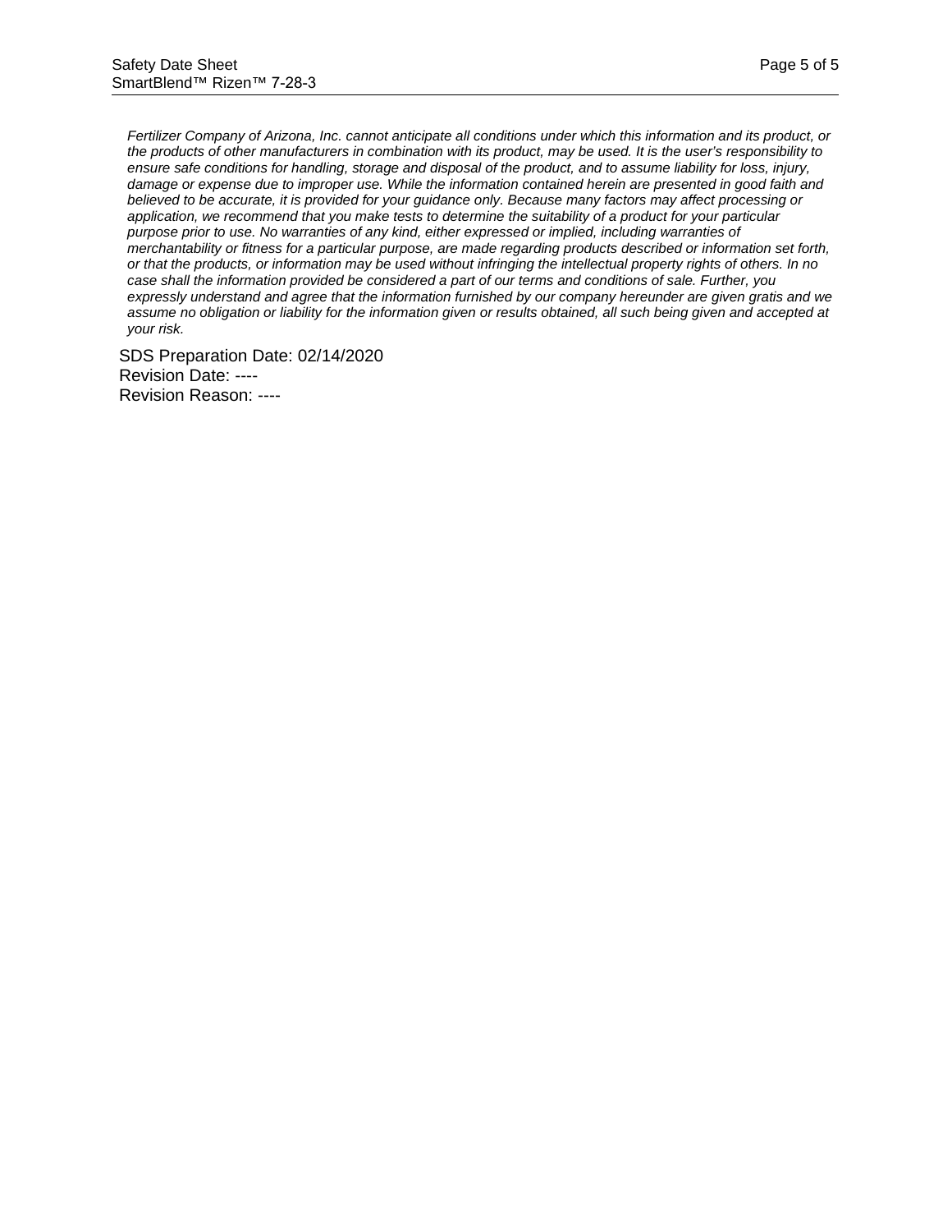*Fertilizer Company of Arizona, Inc. cannot anticipate all conditions under which this information and its product, or the products of other manufacturers in combination with its product, may be used. It is the user's responsibility to ensure safe conditions for handling, storage and disposal of the product, and to assume liability for loss, injury, damage or expense due to improper use. While the information contained herein are presented in good faith and believed to be accurate, it is provided for your guidance only. Because many factors may affect processing or application, we recommend that you make tests to determine the suitability of a product for your particular purpose prior to use. No warranties of any kind, either expressed or implied, including warranties of merchantability or fitness for a particular purpose, are made regarding products described or information set forth, or that the products, or information may be used without infringing the intellectual property rights of others. In no case shall the information provided be considered a part of our terms and conditions of sale. Further, you expressly understand and agree that the information furnished by our company hereunder are given gratis and we assume no obligation or liability for the information given or results obtained, all such being given and accepted at your risk.*

SDS Preparation Date: 02/14/2020
Revision Date: ----
Revision Reason: ----